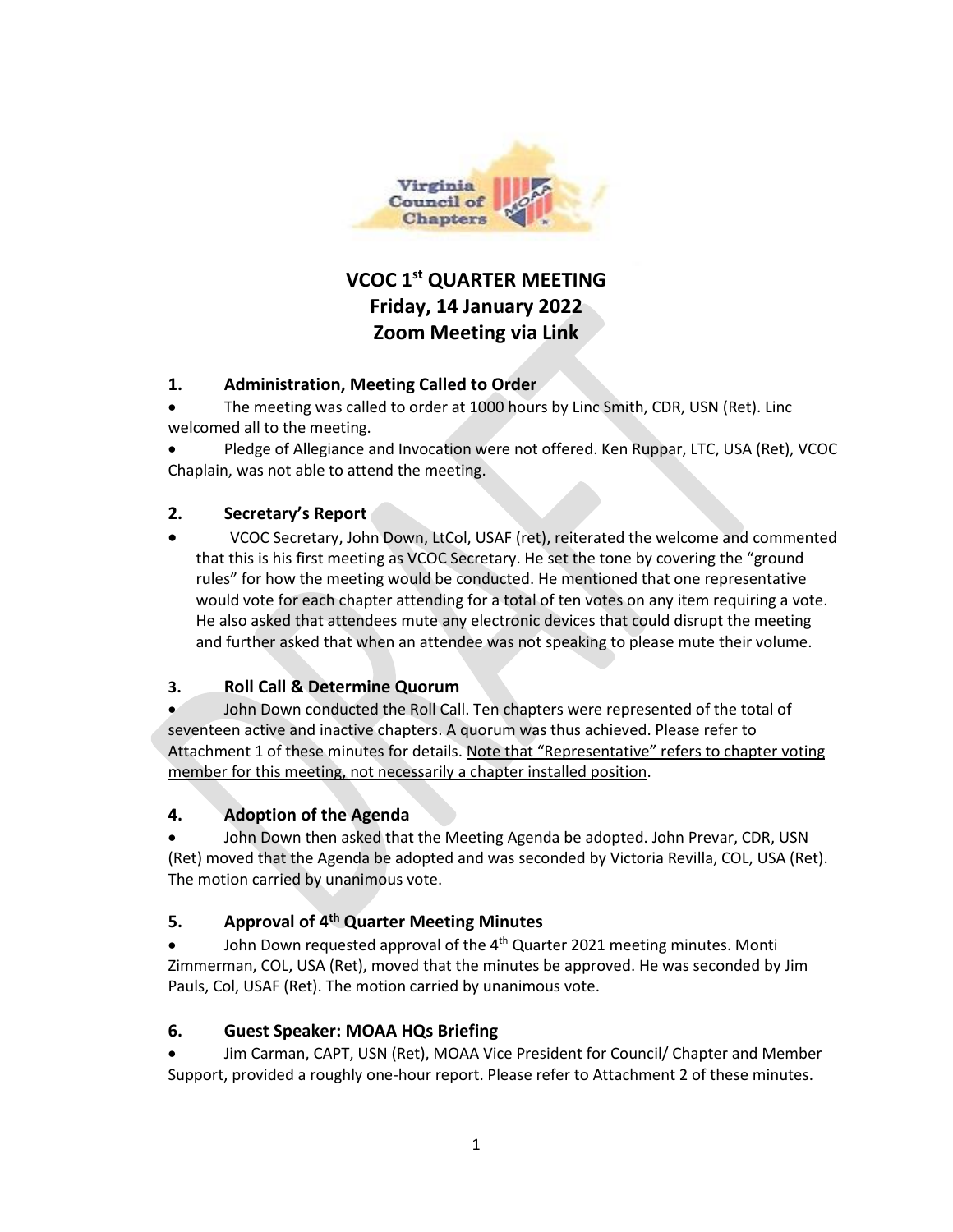# VCOC 1st QUARTER MEETING
# Friday, 14 January 2022
# Zoom Meeting via Link

## 1. Administration, Meeting Called to Order

- The meeting was called to order at 1000 hours by Linc Smith, CDR, USN (Ret). Linc welcomed all to the meeting.
- Pledge of Allegiance and Invocation were not offered. Ken Ruppar, LTC, USA (Ret), VCOC Chaplain, was not able to attend the meeting.

## 2. Secretary's Report

- VCOC Secretary, John Down, LtCol, USAF (ret), reiterated the welcome and commented that this is his first meeting as VCOC Secretary. He set the tone by covering the "ground rules" for how the meeting would be conducted. He mentioned that one representative would vote for each chapter attending for a total of ten votes on any item requiring a vote. He also asked that attendees mute any electronic devices that could disrupt the meeting and further asked that when an attendee was not speaking to please mute their volume.

## 3. Roll Call & Determine Quorum

- John Down conducted the Roll Call. Ten chapters were represented of the total of seventeen active and inactive chapters. A quorum was thus achieved. Please refer to Attachment 1 of these minutes for details. <u>Note that "Representative" refers to chapter voting member for this meeting, not necessarily a chapter installed position</u>.

## 4. Adoption of the Agenda

- John Down then asked that the Meeting Agenda be adopted. John Prevar, CDR, USN (Ret) moved that the Agenda be adopted and was seconded by Victoria Revilla, COL, USA (Ret). The motion carried by unanimous vote.

## 5. Approval of 4th Quarter Meeting Minutes

- John Down requested approval of the 4th Quarter 2021 meeting minutes. Monti Zimmerman, COL, USA (Ret), moved that the minutes be approved. He was seconded by Jim Pauls, Col, USAF (Ret). The motion carried by unanimous vote.

## 6. Guest Speaker: MOAA HQs Briefing

- Jim Carman, CAPT, USN (Ret), MOAA Vice President for Council/ Chapter and Member Support, provided a roughly one-hour report. Please refer to Attachment 2 of these minutes.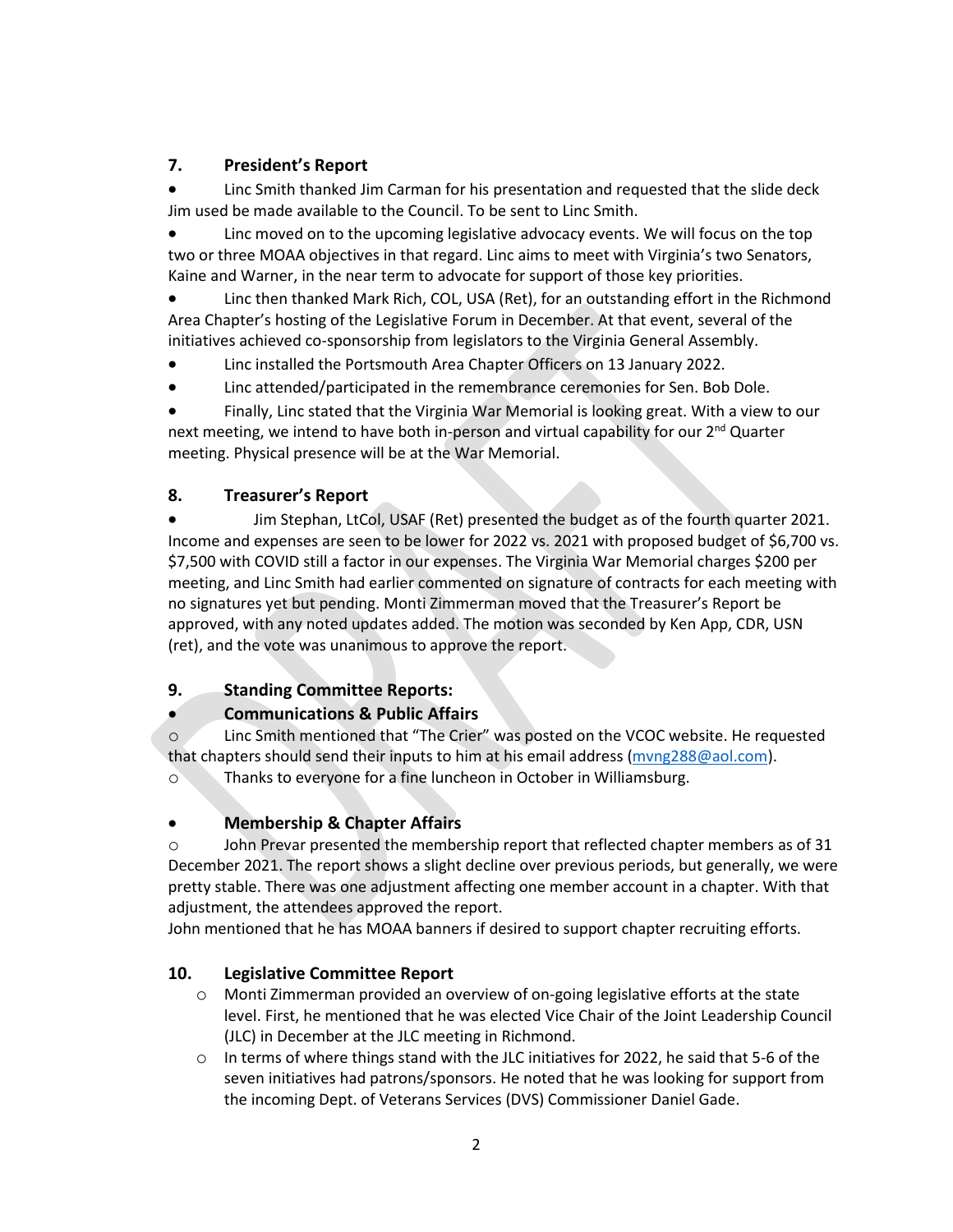## 7. President's Report

- Linc Smith thanked Jim Carman for his presentation and requested that the slide deck Jim used be made available to the Council. To be sent to Linc Smith.
- Linc moved on to the upcoming legislative advocacy events. We will focus on the top two or three MOAA objectives in that regard. Linc aims to meet with Virginia's two Senators, Kaine and Warner, in the near term to advocate for support of those key priorities.
- Linc then thanked Mark Rich, COL, USA (Ret), for an outstanding effort in the Richmond Area Chapter's hosting of the Legislative Forum in December. At that event, several of the initiatives achieved co-sponsorship from legislators to the Virginia General Assembly.
- Linc installed the Portsmouth Area Chapter Officers on 13 January 2022.
- Linc attended/participated in the remembrance ceremonies for Sen. Bob Dole.
- Finally, Linc stated that the Virginia War Memorial is looking great. With a view to our next meeting, we intend to have both in-person and virtual capability for our 2nd Quarter meeting. Physical presence will be at the War Memorial.

## 8. Treasurer's Report

- Jim Stephan, LtCol, USAF (Ret) presented the budget as of the fourth quarter 2021. Income and expenses are seen to be lower for 2022 vs. 2021 with proposed budget of $6,700 vs. $7,500 with COVID still a factor in our expenses. The Virginia War Memorial charges $200 per meeting, and Linc Smith had earlier commented on signature of contracts for each meeting with no signatures yet but pending. Monti Zimmerman moved that the Treasurer's Report be approved, with any noted updates added. The motion was seconded by Ken App, CDR, USN (ret), and the vote was unanimous to approve the report.

## 9. Standing Committee Reports:

- **Communications & Public Affairs**
  - Linc Smith mentioned that "The Crier" was posted on the VCOC website. He requested that chapters should send their inputs to him at his email address (mvng288@aol.com).
  - Thanks to everyone for a fine luncheon in October in Williamsburg.

- **Membership & Chapter Affairs**
  - John Prevar presented the membership report that reflected chapter members as of 31 December 2021. The report shows a slight decline over previous periods, but generally, we were pretty stable. There was one adjustment affecting one member account in a chapter. With that adjustment, the attendees approved the report.

  John mentioned that he has MOAA banners if desired to support chapter recruiting efforts.

## 10. Legislative Committee Report

- Monti Zimmerman provided an overview of on-going legislative efforts at the state level. First, he mentioned that he was elected Vice Chair of the Joint Leadership Council (JLC) in December at the JLC meeting in Richmond.
- In terms of where things stand with the JLC initiatives for 2022, he said that 5-6 of the seven initiatives had patrons/sponsors. He noted that he was looking for support from the incoming Dept. of Veterans Services (DVS) Commissioner Daniel Gade.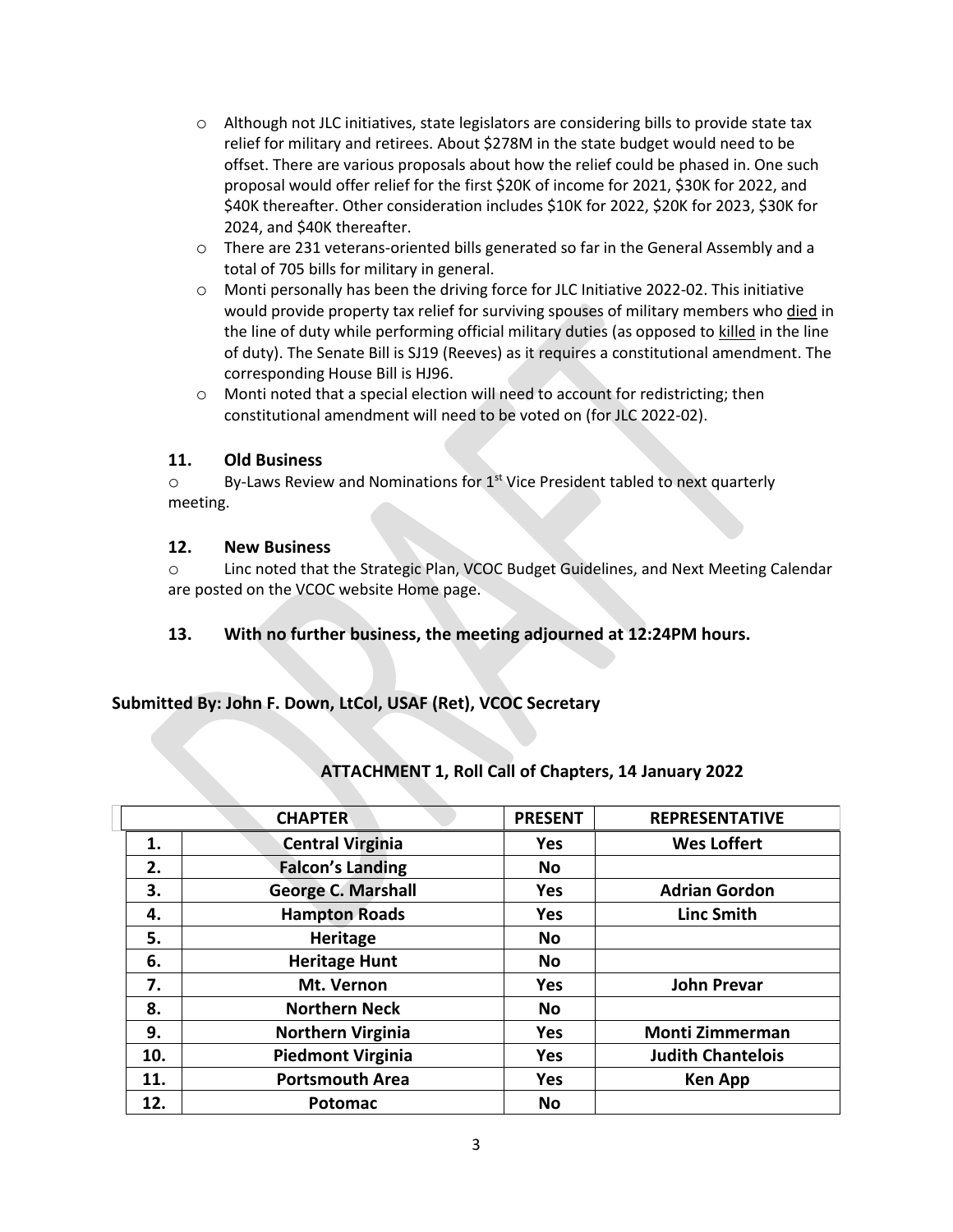- Although not JLC initiatives, state legislators are considering bills to provide state tax relief for military and retirees. About $278M in the state budget would need to be offset. There are various proposals about how the relief could be phased in. One such proposal would offer relief for the first $20K of income for 2021, $30K for 2022, and $40K thereafter. Other consideration includes $10K for 2022, $20K for 2023, $30K for 2024, and $40K thereafter.
- There are 231 veterans-oriented bills generated so far in the General Assembly and a total of 705 bills for military in general.
- Monti personally has been the driving force for JLC Initiative 2022-02. This initiative would provide property tax relief for surviving spouses of military members who <u>died</u> in the line of duty while performing official military duties (as opposed to <u>killed</u> in the line of duty). The Senate Bill is SJ19 (Reeves) as it requires a constitutional amendment. The corresponding House Bill is HJ96.
- Monti noted that a special election will need to account for redistricting; then constitutional amendment will need to be voted on (for JLC 2022-02).

### 11. Old Business

- By-Laws Review and Nominations for 1st Vice President tabled to next quarterly meeting.

### 12. New Business

- Linc noted that the Strategic Plan, VCOC Budget Guidelines, and Next Meeting Calendar are posted on the VCOC website Home page.

### 13. With no further business, the meeting adjourned at 12:24PM hours.

**Submitted By: John F. Down, LtCol, USAF (Ret), VCOC Secretary**

**ATTACHMENT 1, Roll Call of Chapters, 14 January 2022**

| | CHAPTER | PRESENT | REPRESENTATIVE |
|---|---|---|---|
| 1. | Central Virginia | Yes | Wes Loffert |
| 2. | Falcon's Landing | No | |
| 3. | George C. Marshall | Yes | Adrian Gordon |
| 4. | Hampton Roads | Yes | Linc Smith |
| 5. | Heritage | No | |
| 6. | Heritage Hunt | No | |
| 7. | Mt. Vernon | Yes | John Prevar |
| 8. | Northern Neck | No | |
| 9. | Northern Virginia | Yes | Monti Zimmerman |
| 10. | Piedmont Virginia | Yes | Judith Chantelois |
| 11. | Portsmouth Area | Yes | Ken App |
| 12. | Potomac | No | |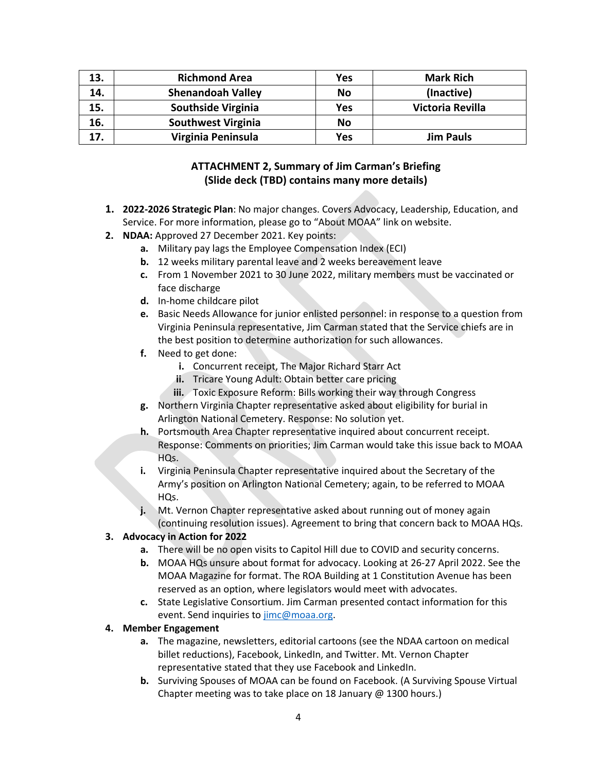| 13. | Richmond Area | Yes | Mark Rich |
|---|---|---|---|
| 14. | Shenandoah Valley | No | (Inactive) |
| 15. | Southside Virginia | Yes | Victoria Revilla |
| 16. | Southwest Virginia | No | |
| 17. | Virginia Peninsula | Yes | Jim Pauls |

## ATTACHMENT 2, Summary of Jim Carman's Briefing
## (Slide deck (TBD) contains many more details)

1. **2022-2026 Strategic Plan**: No major changes. Covers Advocacy, Leadership, Education, and Service. For more information, please go to "About MOAA" link on website.
2. **NDAA:** Approved 27 December 2021. Key points:
   - **a.** Military pay lags the Employee Compensation Index (ECI)
   - **b.** 12 weeks military parental leave and 2 weeks bereavement leave
   - **c.** From 1 November 2021 to 30 June 2022, military members must be vaccinated or face discharge
   - **d.** In-home childcare pilot
   - **e.** Basic Needs Allowance for junior enlisted personnel: in response to a question from Virginia Peninsula representative, Jim Carman stated that the Service chiefs are in the best position to determine authorization for such allowances.
   - **f.** Need to get done:
     - **i.** Concurrent receipt, The Major Richard Starr Act
     - **ii.** Tricare Young Adult: Obtain better care pricing
     - **iii.** Toxic Exposure Reform: Bills working their way through Congress
   - **g.** Northern Virginia Chapter representative asked about eligibility for burial in Arlington National Cemetery. Response: No solution yet.
   - **h.** Portsmouth Area Chapter representative inquired about concurrent receipt. Response: Comments on priorities; Jim Carman would take this issue back to MOAA HQs.
   - **i.** Virginia Peninsula Chapter representative inquired about the Secretary of the Army's position on Arlington National Cemetery; again, to be referred to MOAA HQs.
   - **j.** Mt. Vernon Chapter representative asked about running out of money again (continuing resolution issues). Agreement to bring that concern back to MOAA HQs.
3. **Advocacy in Action for 2022**
   - **a.** There will be no open visits to Capitol Hill due to COVID and security concerns.
   - **b.** MOAA HQs unsure about format for advocacy. Looking at 26-27 April 2022. See the MOAA Magazine for format. The ROA Building at 1 Constitution Avenue has been reserved as an option, where legislators would meet with advocates.
   - **c.** State Legislative Consortium. Jim Carman presented contact information for this event. Send inquiries to jimc@moaa.org.
4. **Member Engagement**
   - **a.** The magazine, newsletters, editorial cartoons (see the NDAA cartoon on medical billet reductions), Facebook, LinkedIn, and Twitter. Mt. Vernon Chapter representative stated that they use Facebook and LinkedIn.
   - **b.** Surviving Spouses of MOAA can be found on Facebook. (A Surviving Spouse Virtual Chapter meeting was to take place on 18 January @ 1300 hours.)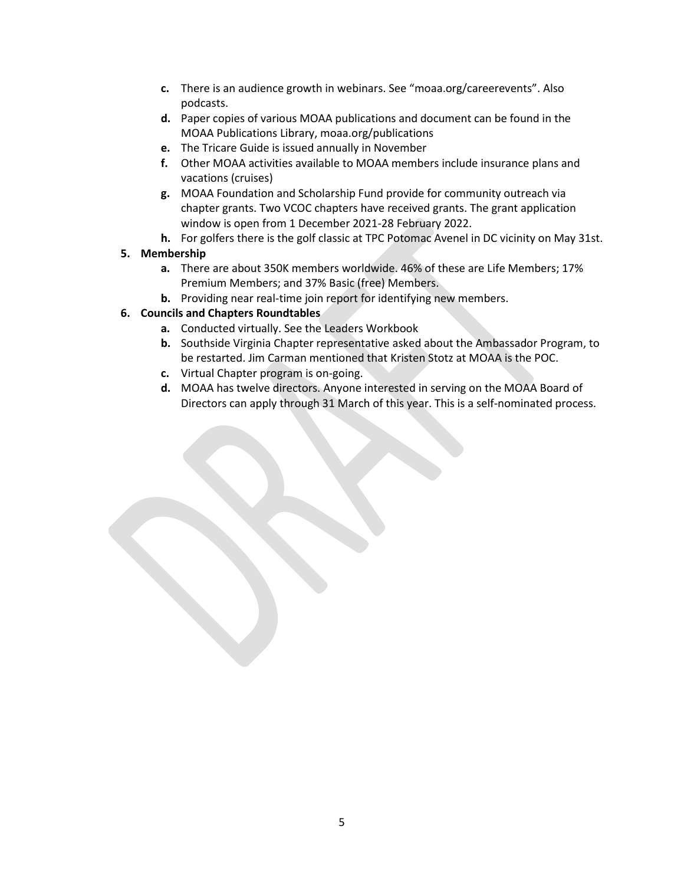c. There is an audience growth in webinars. See "moaa.org/careerevents". Also podcasts.
d. Paper copies of various MOAA publications and document can be found in the MOAA Publications Library, moaa.org/publications
e. The Tricare Guide is issued annually in November
f. Other MOAA activities available to MOAA members include insurance plans and vacations (cruises)
g. MOAA Foundation and Scholarship Fund provide for community outreach via chapter grants. Two VCOC chapters have received grants. The grant application window is open from 1 December 2021-28 February 2022.
h. For golfers there is the golf classic at TPC Potomac Avenel in DC vicinity on May 31st.

**5. Membership**

a. There are about 350K members worldwide. 46% of these are Life Members; 17% Premium Members; and 37% Basic (free) Members.
b. Providing near real-time join report for identifying new members.

**6. Councils and Chapters Roundtables**

a. Conducted virtually. See the Leaders Workbook
b. Southside Virginia Chapter representative asked about the Ambassador Program, to be restarted. Jim Carman mentioned that Kristen Stotz at MOAA is the POC.
c. Virtual Chapter program is on-going.
d. MOAA has twelve directors. Anyone interested in serving on the MOAA Board of Directors can apply through 31 March of this year. This is a self-nominated process.